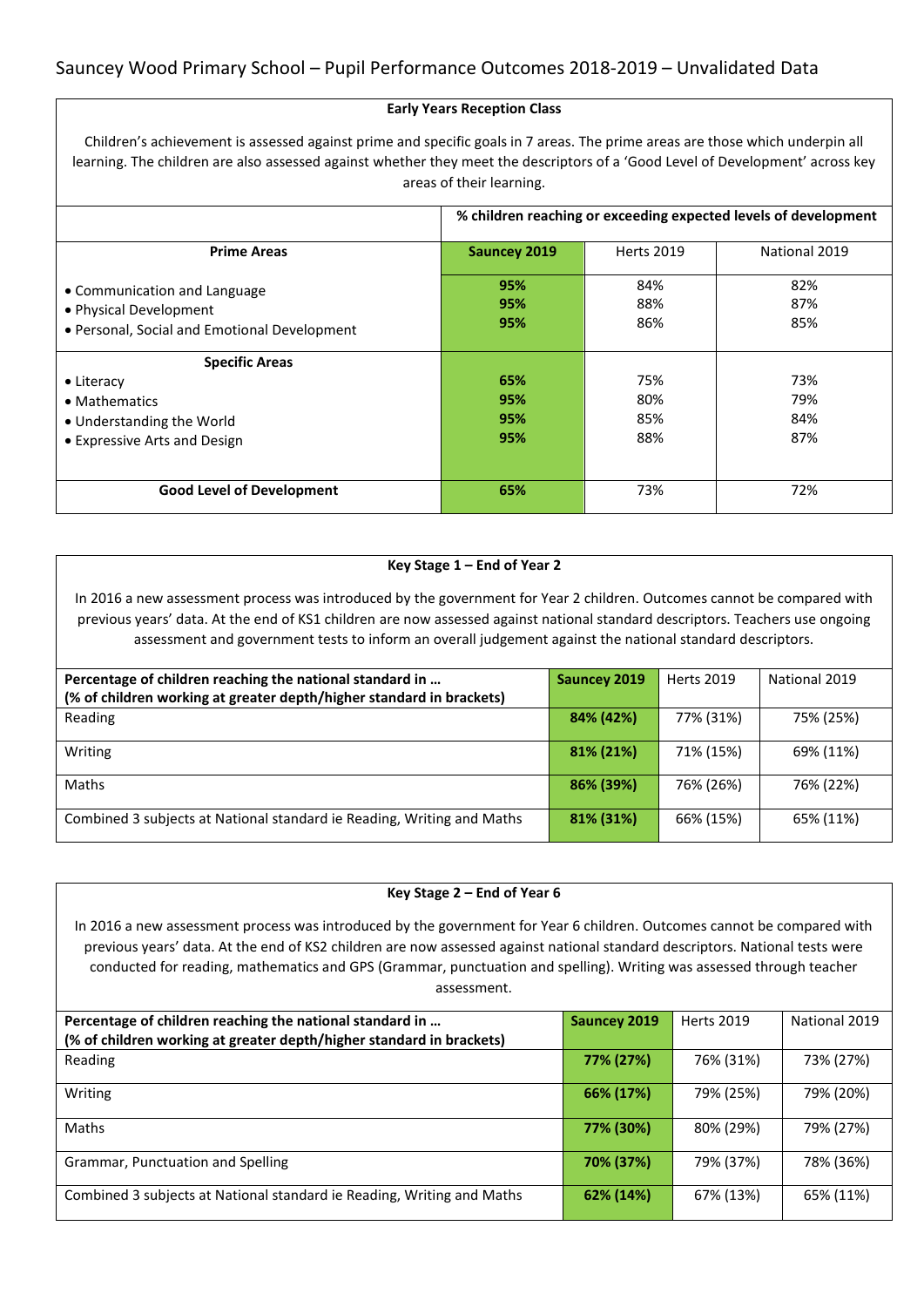# Sauncey Wood Primary School – Pupil Performance Outcomes 2018-2019 – Unvalidated Data

## Early Years Reception Class

Children's achievement is assessed against prime and specific goals in 7 areas. The prime areas are those which underpin all learning. The children are also assessed against whether they meet the descriptors of a 'Good Level of Development' across key areas of their learning.

| | % children reaching or exceeding expected levels of development | | |
|---|---|---|---|
| **Prime Areas** | **Sauncey 2019** | Herts 2019 | National 2019 |
| • Communication and Language | **95%** | 84% | 82% |
| • Physical Development | **95%** | 88% | 87% |
| • Personal, Social and Emotional Development | **95%** | 86% | 85% |
| **Specific Areas** | | | |
| • Literacy | **65%** | 75% | 73% |
| • Mathematics | **95%** | 80% | 79% |
| • Understanding the World | **95%** | 85% | 84% |
| • Expressive Arts and Design | **95%** | 88% | 87% |
| **Good Level of Development** | **65%** | 73% | 72% |

## Key Stage 1 – End of Year 2

In 2016 a new assessment process was introduced by the government for Year 2 children. Outcomes cannot be compared with previous years' data. At the end of KS1 children are now assessed against national standard descriptors. Teachers use ongoing assessment and government tests to inform an overall judgement against the national standard descriptors.

| **Percentage of children reaching the national standard in …** **(% of children working at greater depth/higher standard in brackets)** | **Sauncey 2019** | Herts 2019 | National 2019 |
|---|---|---|---|
| Reading | **84% (42%)** | 77% (31%) | 75% (25%) |
| Writing | **81% (21%)** | 71% (15%) | 69% (11%) |
| Maths | **86% (39%)** | 76% (26%) | 76% (22%) |
| Combined 3 subjects at National standard ie Reading, Writing and Maths | **81% (31%)** | 66% (15%) | 65% (11%) |

## Key Stage 2 – End of Year 6

In 2016 a new assessment process was introduced by the government for Year 6 children. Outcomes cannot be compared with previous years' data. At the end of KS2 children are now assessed against national standard descriptors. National tests were conducted for reading, mathematics and GPS (Grammar, punctuation and spelling). Writing was assessed through teacher assessment.

| **Percentage of children reaching the national standard in …** **(% of children working at greater depth/higher standard in brackets)** | **Sauncey 2019** | Herts 2019 | National 2019 |
|---|---|---|---|
| Reading | **77% (27%)** | 76% (31%) | 73% (27%) |
| Writing | **66% (17%)** | 79% (25%) | 79% (20%) |
| Maths | **77% (30%)** | 80% (29%) | 79% (27%) |
| Grammar, Punctuation and Spelling | **70% (37%)** | 79% (37%) | 78% (36%) |
| Combined 3 subjects at National standard ie Reading, Writing and Maths | **62% (14%)** | 67% (13%) | 65% (11%) |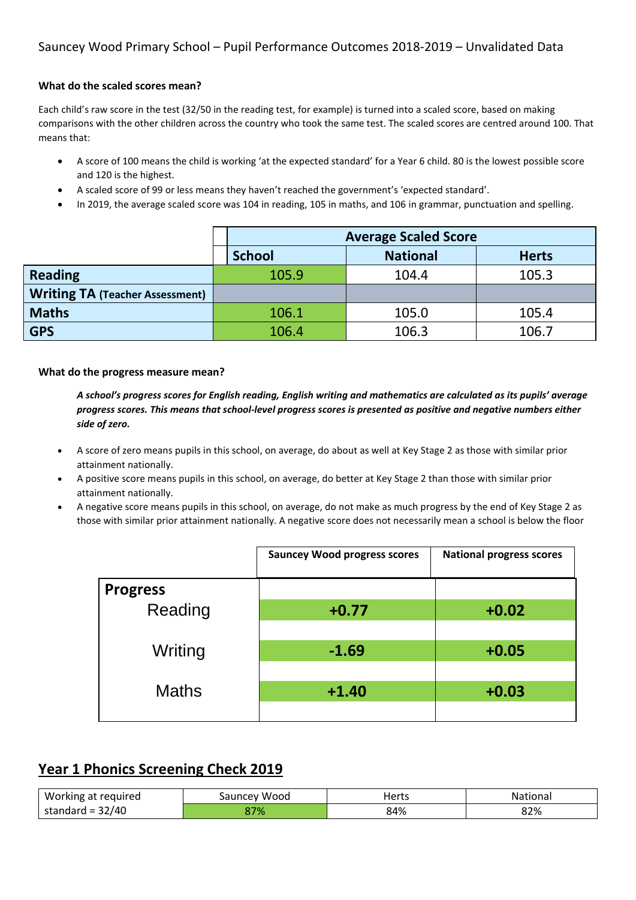Saunceey Wood Primary School – Pupil Performance Outcomes 2018-2019 – Unvalidated Data

**What do the scaled scores mean?**

Each child's raw score in the test (32/50 in the reading test, for example) is turned into a scaled score, based on making comparisons with the other children across the country who took the same test. The scaled scores are centred around 100. That means that:

- A score of 100 means the child is working 'at the expected standard' for a Year 6 child. 80 is the lowest possible score and 120 is the highest.
- A scaled score of 99 or less means they haven't reached the government's 'expected standard'.
- In 2019, the average scaled score was 104 in reading, 105 in maths, and 106 in grammar, punctuation and spelling.

| | Average Scaled Score | | |
|---|---|---|---|
| | **School** | **National** | **Herts** |
| **Reading** | 105.9 | 104.4 | 105.3 |
| **Writing TA (Teacher Assessment)** | | | |
| **Maths** | 106.1 | 105.0 | 105.4 |
| **GPS** | 106.4 | 106.3 | 106.7 |

**What do the progress measure mean?**

***A school's progress scores for English reading, English writing and mathematics are calculated as its pupils' average progress scores. This means that school-level progress scores is presented as positive and negative numbers either side of zero.***

- A score of zero means pupils in this school, on average, do about as well at Key Stage 2 as those with similar prior attainment nationally.
- A positive score means pupils in this school, on average, do better at Key Stage 2 than those with similar prior attainment nationally.
- A negative score means pupils in this school, on average, do not make as much progress by the end of Key Stage 2 as those with similar prior attainment nationally. A negative score does not necessarily mean a school is below the floor

| **Progress** | **Sauncey Wood progress scores** | **National progress scores** |
|---|---|---|
| Reading | **+0.77** | **+0.02** |
| Writing | **-1.69** | **+0.05** |
| Maths | **+1.40** | **+0.03** |

## Year 1 Phonics Screening Check 2019

| Working at required standard = 32/40 | Sauncey Wood | Herts | National |
|---|---|---|---|
| | 87% | 84% | 82% |